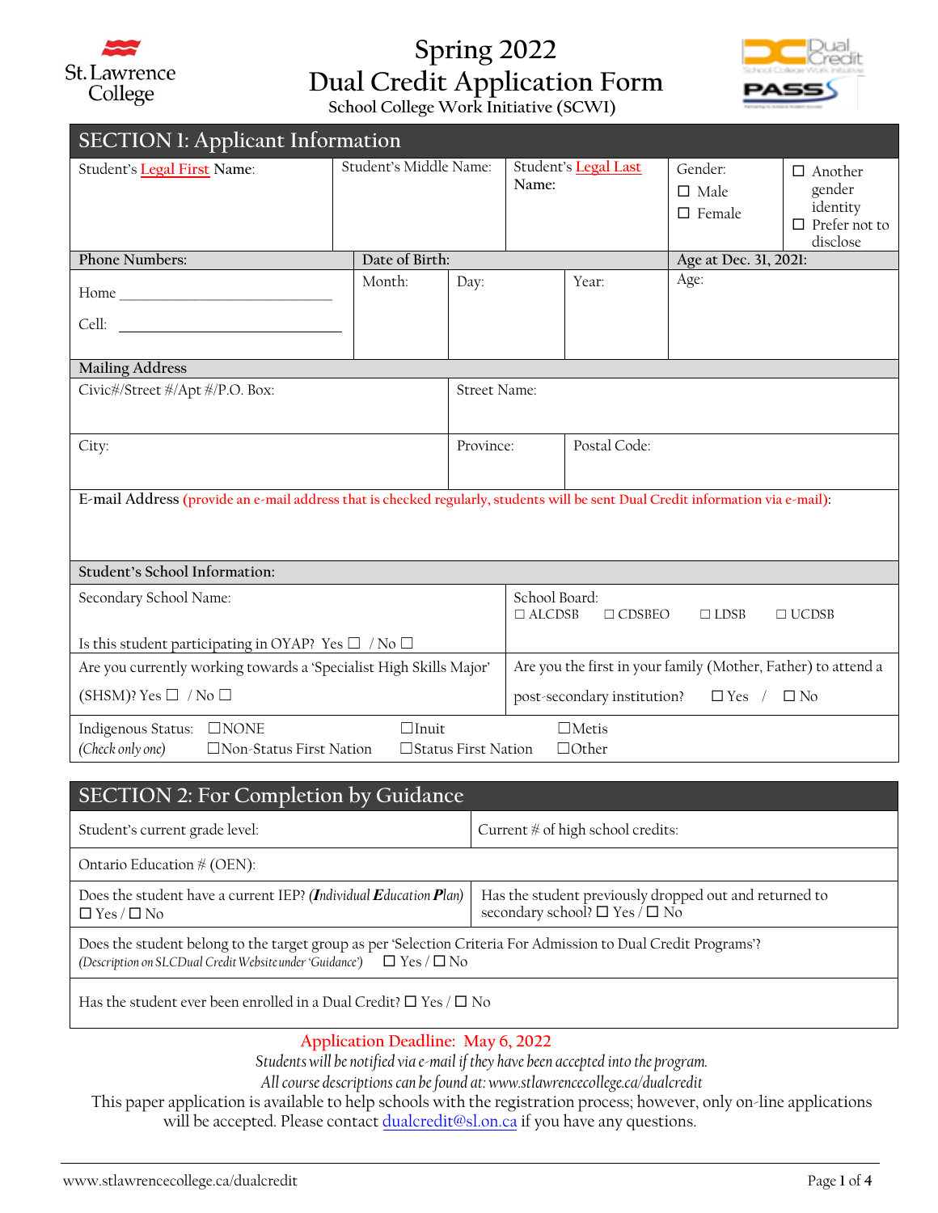St. Lawrence College

# Spring 2022
# Dual Credit Application Form
### School College Work Initiative (SCWI)

Dual Credit – School College Work Initiative

PASS

## SECTION 1: Applicant Information

| Student's Legal First Name: | Student's Middle Name: | Student's Legal Last Name: | Gender: ☐ Male ☐ Female | ☐ Another gender identity ☐ Prefer not to disclose |
|---|---|---|---|---|

| Phone Numbers: | Date of Birth: | | | Age at Dec. 31, 2021: |
|---|---|---|---|---|
| Home ______________ Cell: ______________ | Month: | Day: | Year: | Age: |

**Mailing Address**

| Civic#/Street #/Apt #/P.O. Box: | Street Name: | |
|---|---|---|
| City: | Province: | Postal Code: |

**E-mail Address** (provide an e-mail address that is checked regularly, students will be sent Dual Credit information via e-mail):

**Student's School Information:**

| Secondary School Name: Is this student participating in OYAP? Yes ☐ / No ☐ | School Board: ☐ ALCDSB ☐ CDSBEO ☐ LDSB ☐ UCDSB |
|---|---|
| Are you currently working towards a 'Specialist High Skills Major' (SHSM)? Yes ☐ / No ☐ | Are you the first in your family (Mother, Father) to attend a post-secondary institution? ☐ Yes / ☐ No |

Indigenous Status: *(Check only one)* ☐NONE ☐Non-Status First Nation ☐Inuit ☐Status First Nation ☐Metis ☐Other

## SECTION 2: For Completion by Guidance

| Student's current grade level: | Current # of high school credits: |
|---|---|
| Ontario Education # (OEN): | |
| Does the student have a current IEP? ***(I**ndividual **E**ducation **P**lan)* ☐ Yes / ☐ No | Has the student previously dropped out and returned to secondary school? ☐ Yes / ☐ No |
| Does the student belong to the target group as per 'Selection Criteria For Admission to Dual Credit Programs'? *(Description on SLC Dual Credit Website under 'Guidance')* ☐ Yes / ☐ No | |
| Has the student ever been enrolled in a Dual Credit? ☐ Yes / ☐ No | |

Application Deadline: May 6, 2022

*Students will be notified via e-mail if they have been accepted into the program.*

*All course descriptions can be found at: www.stlawrencecollege.ca/dualcredit*

This paper application is available to help schools with the registration process; however, only on-line applications will be accepted. Please contact dualcredit@sl.on.ca if you have any questions.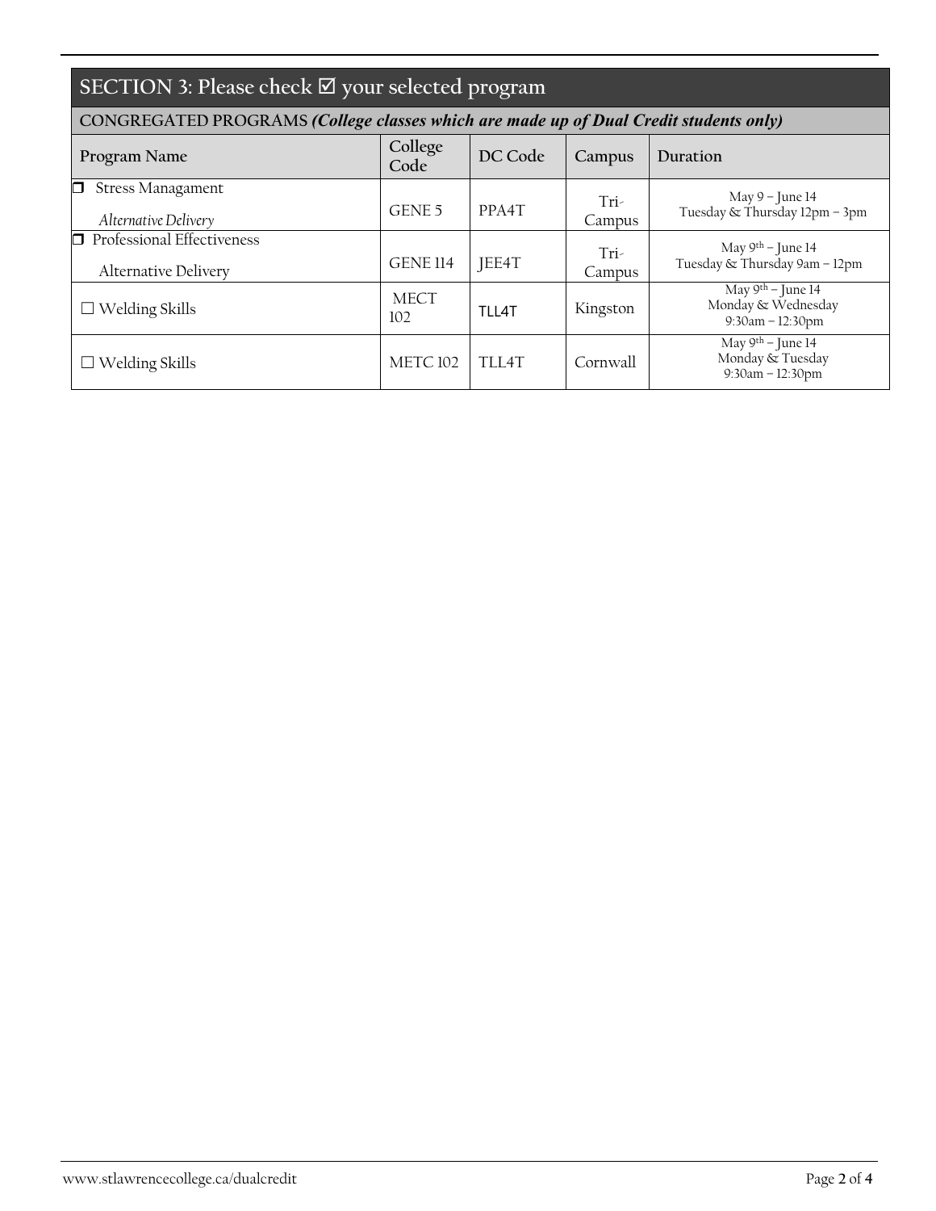## SECTION 3: Please check ☑ your selected program

**CONGREGATED PROGRAMS *(College classes which are made up of Dual Credit students only)***

| Program Name | College Code | DC Code | Campus | Duration |
|---|---|---|---|---|
| ☐ Stress Managament *Alternative Delivery* | GENE 5 | PPA4T | Tri-Campus | May 9 – June 14 Tuesday & Thursday 12pm – 3pm |
| ☐ Professional Effectiveness Alternative Delivery | GENE 114 | JEE4T | Tri-Campus | May 9th – June 14 Tuesday & Thursday 9am – 12pm |
| ☐ Welding Skills | MECT 102 | TLL4T | Kingston | May 9th – June 14 Monday & Wednesday 9:30am – 12:30pm |
| ☐ Welding Skills | METC 102 | TLL4T | Cornwall | May 9th – June 14 Monday & Tuesday 9:30am – 12:30pm |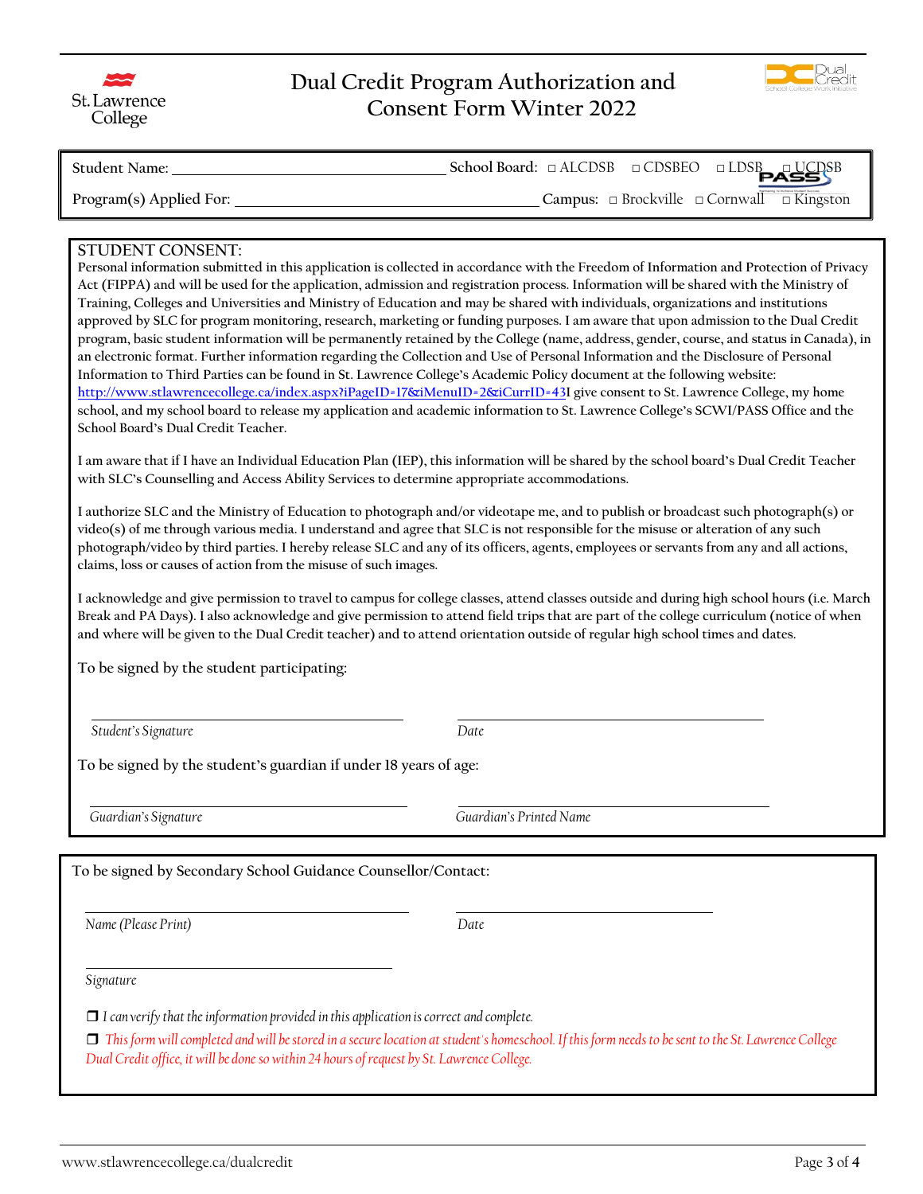# Dual Credit Program Authorization and Consent Form Winter 2022

St. Lawrence College

Student Name: ______________________________ School Board: □ ALCDSB □ CDSBEO □ LDSB □ UCDSB

Program(s) Applied For: ______________________________ Campus: □ Brockville □ Cornwall □ Kingston

## STUDENT CONSENT:

Personal information submitted in this application is collected in accordance with the Freedom of Information and Protection of Privacy Act (FIPPA) and will be used for the application, admission and registration process. Information will be shared with the Ministry of Training, Colleges and Universities and Ministry of Education and may be shared with individuals, organizations and institutions approved by SLC for program monitoring, research, marketing or funding purposes. I am aware that upon admission to the Dual Credit program, basic student information will be permanently retained by the College (name, address, gender, course, and status in Canada), in an electronic format. Further information regarding the Collection and Use of Personal Information and the Disclosure of Personal Information to Third Parties can be found in St. Lawrence College's Academic Policy document at the following website: http://www.stlawrencecollege.ca/index.aspx?iPageID=17&iMenuID=2&iCurrID=43 I give consent to St. Lawrence College, my home school, and my school board to release my application and academic information to St. Lawrence College's SCWI/PASS Office and the School Board's Dual Credit Teacher.

I am aware that if I have an Individual Education Plan (IEP), this information will be shared by the school board's Dual Credit Teacher with SLC's Counselling and Access Ability Services to determine appropriate accommodations.

I authorize SLC and the Ministry of Education to photograph and/or videotape me, and to publish or broadcast such photograph(s) or video(s) of me through various media. I understand and agree that SLC is not responsible for the misuse or alteration of any such photograph/video by third parties. I hereby release SLC and any of its officers, agents, employees or servants from any and all actions, claims, loss or causes of action from the misuse of such images.

I acknowledge and give permission to travel to campus for college classes, attend classes outside and during high school hours (i.e. March Break and PA Days). I also acknowledge and give permission to attend field trips that are part of the college curriculum (notice of when and where will be given to the Dual Credit teacher) and to attend orientation outside of regular high school times and dates.

To be signed by the student participating:

______________________________ ______________________________
*Student's Signature* *Date*

To be signed by the student's guardian if under 18 years of age:

______________________________ ______________________________
*Guardian's Signature* *Guardian's Printed Name*

To be signed by Secondary School Guidance Counsellor/Contact:

______________________________ ______________________________
*Name (Please Print)* *Date*

______________________________
*Signature*

❒ *I can verify that the information provided in this application is correct and complete.*

❒ *This form will completed and will be stored in a secure location at student's homeschool. If this form needs to be sent to the St. Lawrence College Dual Credit office, it will be done so within 24 hours of request by St. Lawrence College.*

www.stlawrencecollege.ca/dualcredit